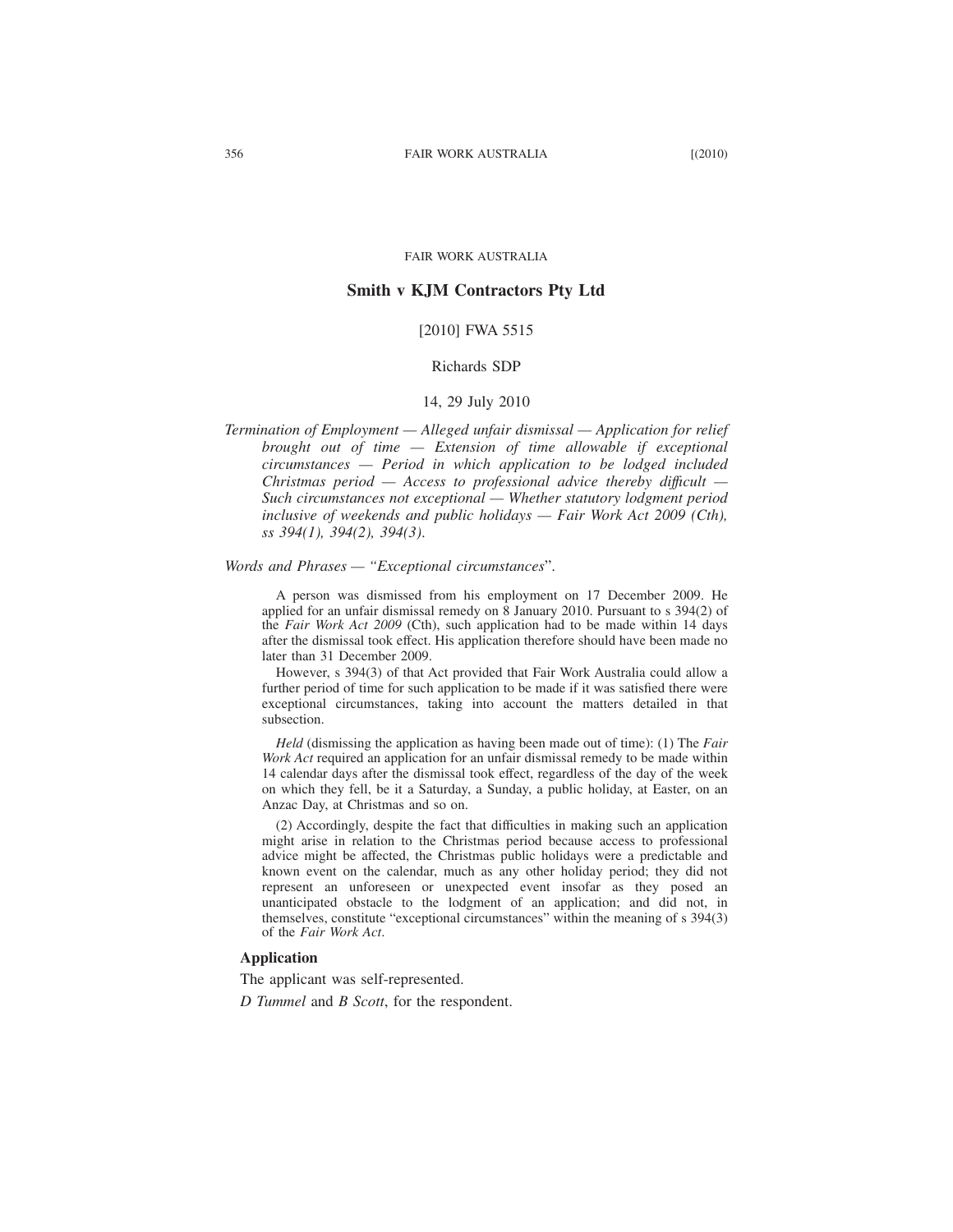FAIR WORK AUSTRALIA

# Smith v KJM Contractors Pty Ltd

[2010] FWA 5515

Richards SDP

14, 29 July 2010

*Termination of Employment — Alleged unfair dismissal — Application for relief brought out of time — Extension of time allowable if exceptional circumstances — Period in which application to be lodged included Christmas period — Access to professional advice thereby difficult — Such circumstances not exceptional — Whether statutory lodgment period inclusive of weekends and public holidays — Fair Work Act 2009 (Cth), ss 394(1), 394(2), 394(3).*

*Words and Phrases — "Exceptional circumstances".*

A person was dismissed from his employment on 17 December 2009. He applied for an unfair dismissal remedy on 8 January 2010. Pursuant to s 394(2) of the *Fair Work Act 2009* (Cth), such application had to be made within 14 days after the dismissal took effect. His application therefore should have been made no later than 31 December 2009.

However, s 394(3) of that Act provided that Fair Work Australia could allow a further period of time for such application to be made if it was satisfied there were exceptional circumstances, taking into account the matters detailed in that subsection.

*Held* (dismissing the application as having been made out of time): (1) The *Fair Work Act* required an application for an unfair dismissal remedy to be made within 14 calendar days after the dismissal took effect, regardless of the day of the week on which they fell, be it a Saturday, a Sunday, a public holiday, at Easter, on an Anzac Day, at Christmas and so on.

(2) Accordingly, despite the fact that difficulties in making such an application might arise in relation to the Christmas period because access to professional advice might be affected, the Christmas public holidays were a predictable and known event on the calendar, much as any other holiday period; they did not represent an unforeseen or unexpected event insofar as they posed an unanticipated obstacle to the lodgment of an application; and did not, in themselves, constitute "exceptional circumstances" within the meaning of s 394(3) of the *Fair Work Act*.

## Application

The applicant was self-represented.

*D Tummel* and *B Scott*, for the respondent.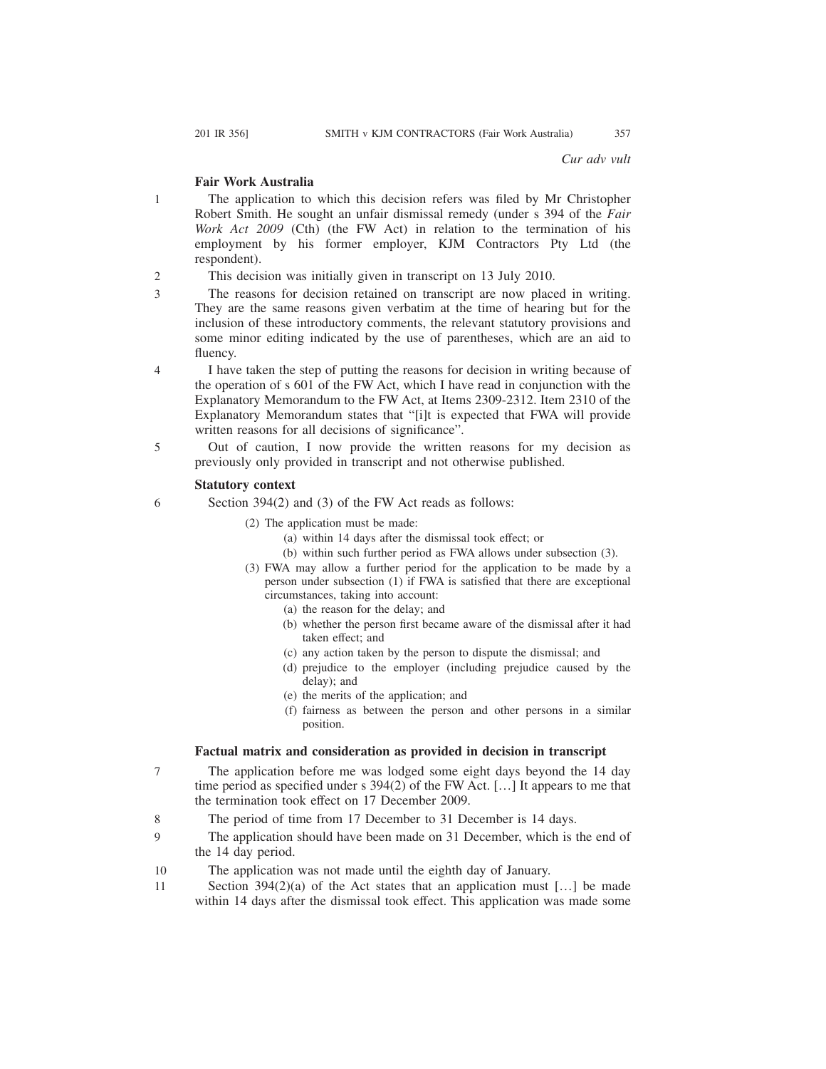*Cur adv vult*

**Fair Work Australia**

1 The application to which this decision refers was filed by Mr Christopher Robert Smith. He sought an unfair dismissal remedy (under s 394 of the *Fair Work Act 2009* (Cth) (the FW Act) in relation to the termination of his employment by his former employer, KJM Contractors Pty Ltd (the respondent).

2 This decision was initially given in transcript on 13 July 2010.

3 The reasons for decision retained on transcript are now placed in writing. They are the same reasons given verbatim at the time of hearing but for the inclusion of these introductory comments, the relevant statutory provisions and some minor editing indicated by the use of parentheses, which are an aid to fluency.

4 I have taken the step of putting the reasons for decision in writing because of the operation of s 601 of the FW Act, which I have read in conjunction with the Explanatory Memorandum to the FW Act, at Items 2309-2312. Item 2310 of the Explanatory Memorandum states that "[i]t is expected that FWA will provide written reasons for all decisions of significance".

5 Out of caution, I now provide the written reasons for my decision as previously only provided in transcript and not otherwise published.

**Statutory context**

6 Section 394(2) and (3) of the FW Act reads as follows:

> (2) The application must be made:
> (a) within 14 days after the dismissal took effect; or
> (b) within such further period as FWA allows under subsection (3).
>
> (3) FWA may allow a further period for the application to be made by a person under subsection (1) if FWA is satisfied that there are exceptional circumstances, taking into account:
> (a) the reason for the delay; and
> (b) whether the person first became aware of the dismissal after it had taken effect; and
> (c) any action taken by the person to dispute the dismissal; and
> (d) prejudice to the employer (including prejudice caused by the delay); and
> (e) the merits of the application; and
> (f) fairness as between the person and other persons in a similar position.

**Factual matrix and consideration as provided in decision in transcript**

7 The application before me was lodged some eight days beyond the 14 day time period as specified under s 394(2) of the FW Act. […] It appears to me that the termination took effect on 17 December 2009.

8 The period of time from 17 December to 31 December is 14 days.

9 The application should have been made on 31 December, which is the end of the 14 day period.

10 The application was not made until the eighth day of January.

11 Section 394(2)(a) of the Act states that an application must […] be made within 14 days after the dismissal took effect. This application was made some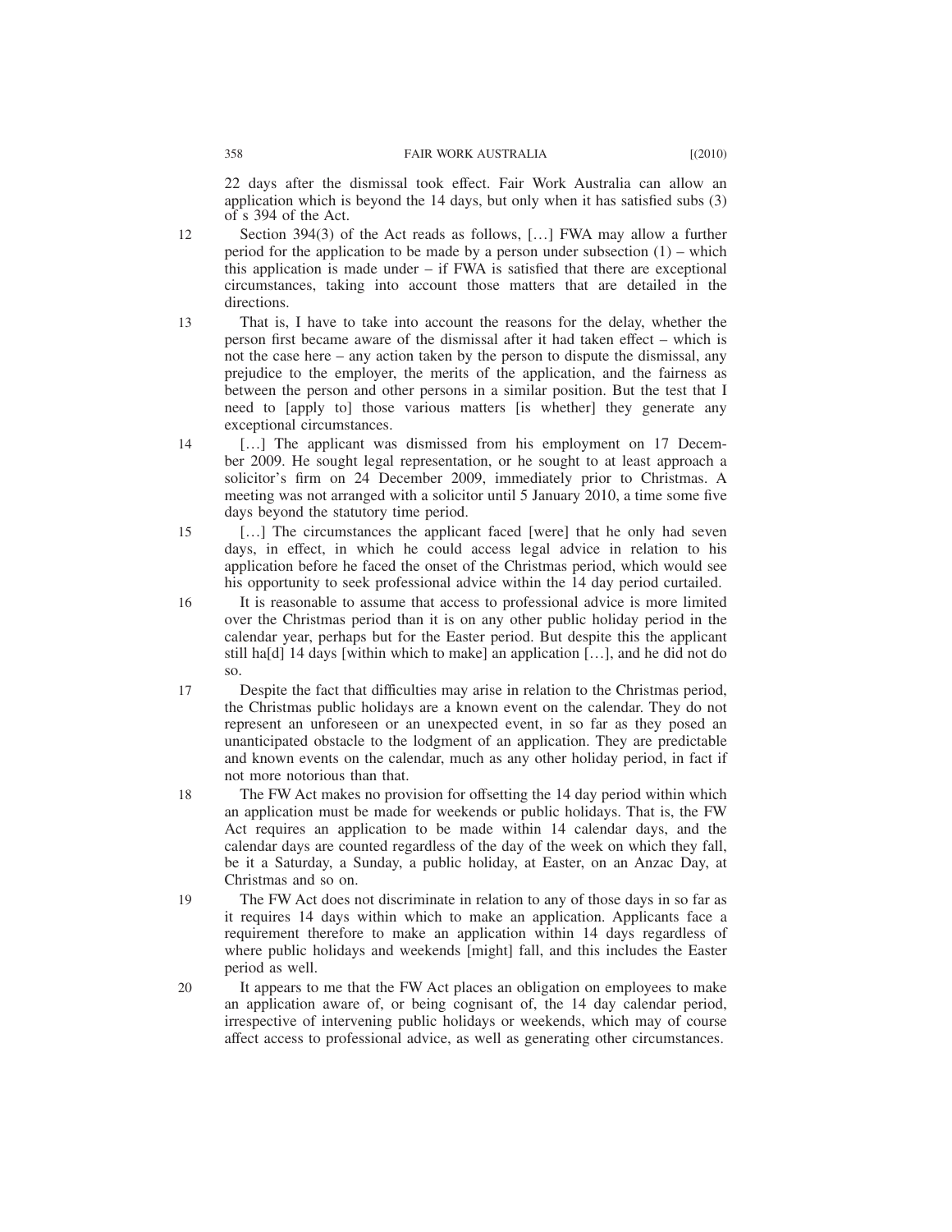22 days after the dismissal took effect. Fair Work Australia can allow an application which is beyond the 14 days, but only when it has satisfied subs (3) of s 394 of the Act.

12 Section 394(3) of the Act reads as follows, […] FWA may allow a further period for the application to be made by a person under subsection (1) – which this application is made under – if FWA is satisfied that there are exceptional circumstances, taking into account those matters that are detailed in the directions.

13 That is, I have to take into account the reasons for the delay, whether the person first became aware of the dismissal after it had taken effect – which is not the case here – any action taken by the person to dispute the dismissal, any prejudice to the employer, the merits of the application, and the fairness as between the person and other persons in a similar position. But the test that I need to [apply to] those various matters [is whether] they generate any exceptional circumstances.

14 […] The applicant was dismissed from his employment on 17 December 2009. He sought legal representation, or he sought to at least approach a solicitor's firm on 24 December 2009, immediately prior to Christmas. A meeting was not arranged with a solicitor until 5 January 2010, a time some five days beyond the statutory time period.

15 […] The circumstances the applicant faced [were] that he only had seven days, in effect, in which he could access legal advice in relation to his application before he faced the onset of the Christmas period, which would see his opportunity to seek professional advice within the 14 day period curtailed.

16 It is reasonable to assume that access to professional advice is more limited over the Christmas period than it is on any other public holiday period in the calendar year, perhaps but for the Easter period. But despite this the applicant still ha[d] 14 days [within which to make] an application […], and he did not do so.

17 Despite the fact that difficulties may arise in relation to the Christmas period, the Christmas public holidays are a known event on the calendar. They do not represent an unforeseen or an unexpected event, in so far as they posed an unanticipated obstacle to the lodgment of an application. They are predictable and known events on the calendar, much as any other holiday period, in fact if not more notorious than that.

18 The FW Act makes no provision for offsetting the 14 day period within which an application must be made for weekends or public holidays. That is, the FW Act requires an application to be made within 14 calendar days, and the calendar days are counted regardless of the day of the week on which they fall, be it a Saturday, a Sunday, a public holiday, at Easter, on an Anzac Day, at Christmas and so on.

19 The FW Act does not discriminate in relation to any of those days in so far as it requires 14 days within which to make an application. Applicants face a requirement therefore to make an application within 14 days regardless of where public holidays and weekends [might] fall, and this includes the Easter period as well.

20 It appears to me that the FW Act places an obligation on employees to make an application aware of, or being cognisant of, the 14 day calendar period, irrespective of intervening public holidays or weekends, which may of course affect access to professional advice, as well as generating other circumstances.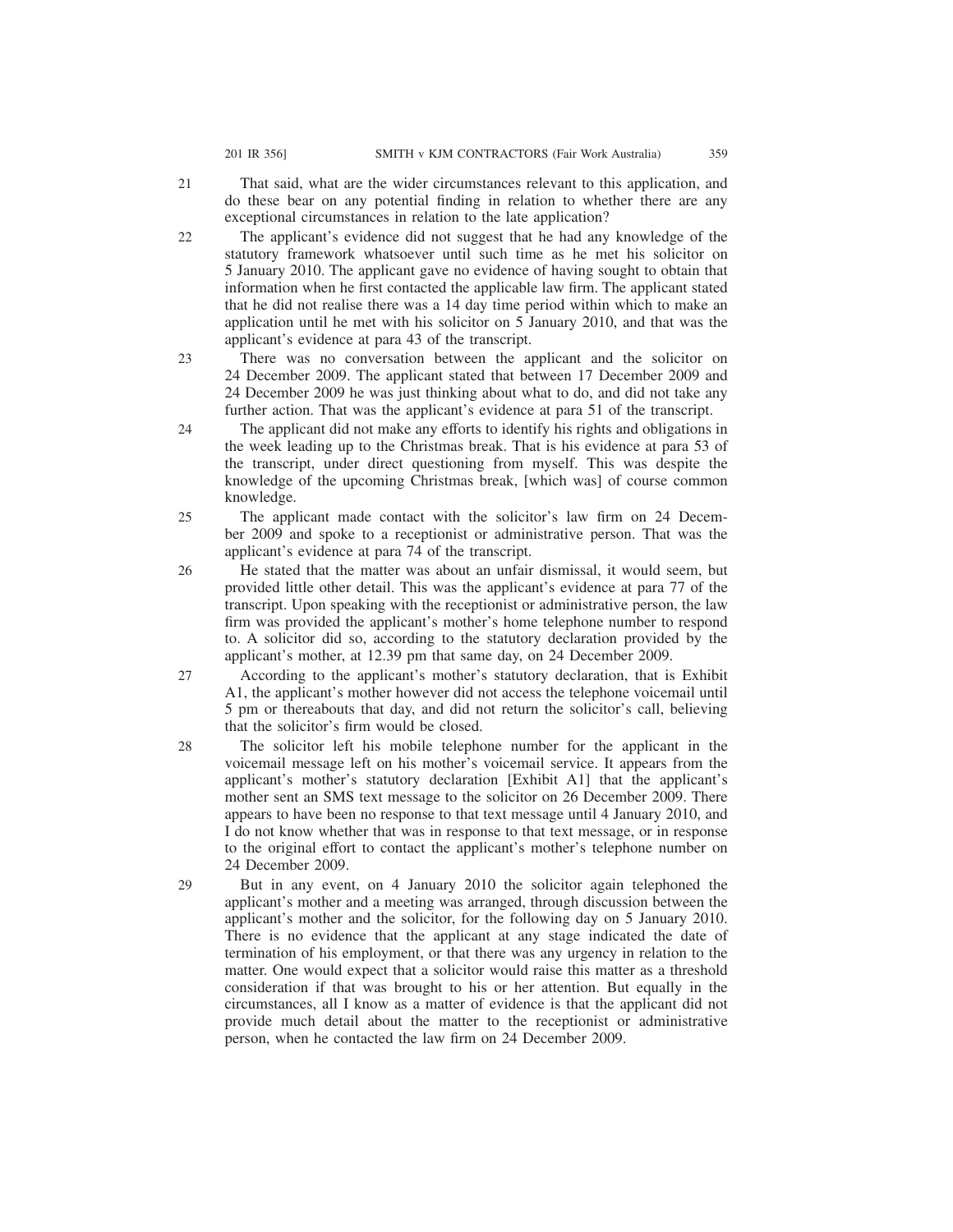21 That said, what are the wider circumstances relevant to this application, and do these bear on any potential finding in relation to whether there are any exceptional circumstances in relation to the late application?

22 The applicant's evidence did not suggest that he had any knowledge of the statutory framework whatsoever until such time as he met his solicitor on 5 January 2010. The applicant gave no evidence of having sought to obtain that information when he first contacted the applicable law firm. The applicant stated that he did not realise there was a 14 day time period within which to make an application until he met with his solicitor on 5 January 2010, and that was the applicant's evidence at para 43 of the transcript.

23 There was no conversation between the applicant and the solicitor on 24 December 2009. The applicant stated that between 17 December 2009 and 24 December 2009 he was just thinking about what to do, and did not take any further action. That was the applicant's evidence at para 51 of the transcript.

24 The applicant did not make any efforts to identify his rights and obligations in the week leading up to the Christmas break. That is his evidence at para 53 of the transcript, under direct questioning from myself. This was despite the knowledge of the upcoming Christmas break, [which was] of course common knowledge.

25 The applicant made contact with the solicitor's law firm on 24 December 2009 and spoke to a receptionist or administrative person. That was the applicant's evidence at para 74 of the transcript.

26 He stated that the matter was about an unfair dismissal, it would seem, but provided little other detail. This was the applicant's evidence at para 77 of the transcript. Upon speaking with the receptionist or administrative person, the law firm was provided the applicant's mother's home telephone number to respond to. A solicitor did so, according to the statutory declaration provided by the applicant's mother, at 12.39 pm that same day, on 24 December 2009.

27 According to the applicant's mother's statutory declaration, that is Exhibit A1, the applicant's mother however did not access the telephone voicemail until 5 pm or thereabouts that day, and did not return the solicitor's call, believing that the solicitor's firm would be closed.

28 The solicitor left his mobile telephone number for the applicant in the voicemail message left on his mother's voicemail service. It appears from the applicant's mother's statutory declaration [Exhibit A1] that the applicant's mother sent an SMS text message to the solicitor on 26 December 2009. There appears to have been no response to that text message until 4 January 2010, and I do not know whether that was in response to that text message, or in response to the original effort to contact the applicant's mother's telephone number on 24 December 2009.

29 But in any event, on 4 January 2010 the solicitor again telephoned the applicant's mother and a meeting was arranged, through discussion between the applicant's mother and the solicitor, for the following day on 5 January 2010. There is no evidence that the applicant at any stage indicated the date of termination of his employment, or that there was any urgency in relation to the matter. One would expect that a solicitor would raise this matter as a threshold consideration if that was brought to his or her attention. But equally in the circumstances, all I know as a matter of evidence is that the applicant did not provide much detail about the matter to the receptionist or administrative person, when he contacted the law firm on 24 December 2009.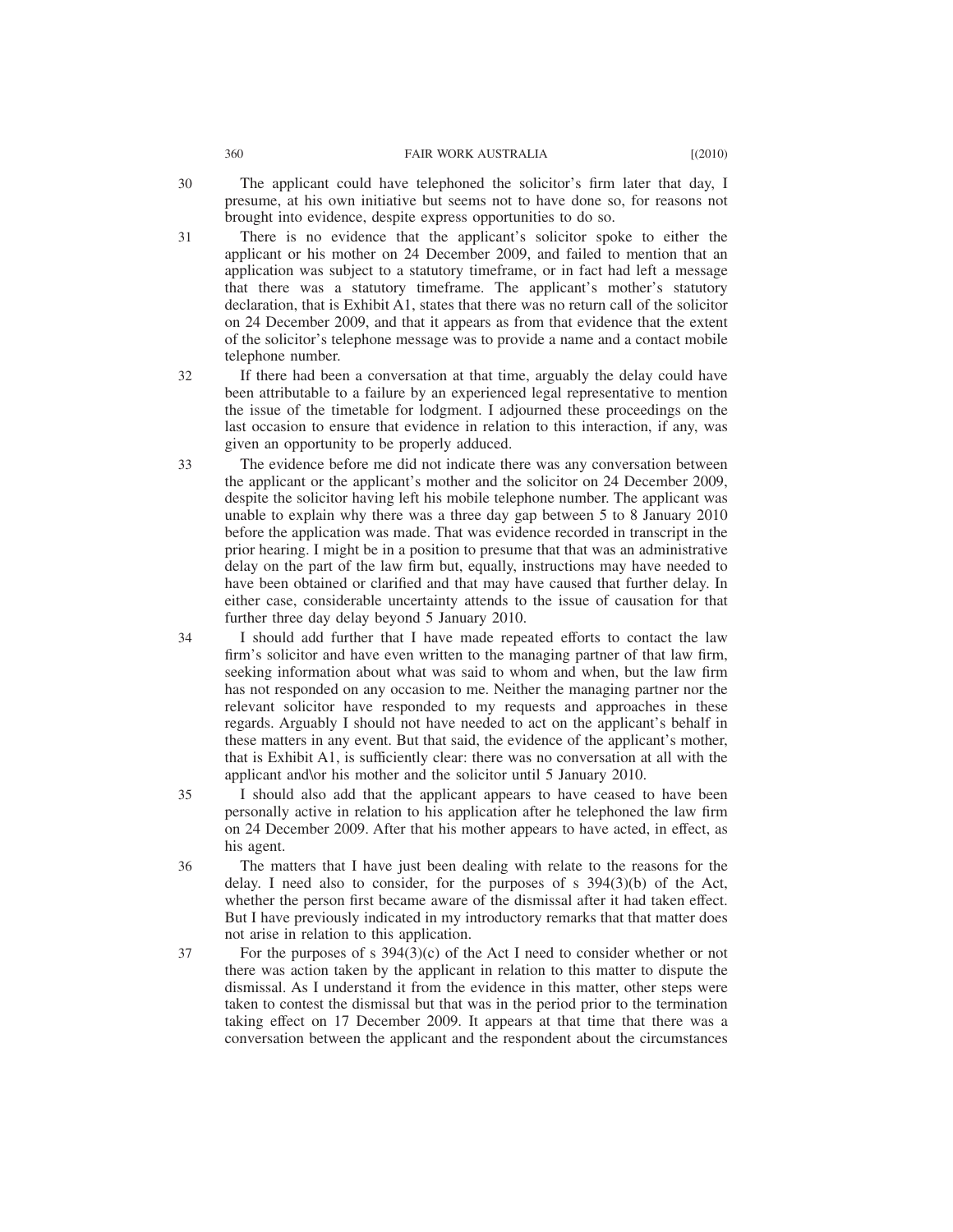30 The applicant could have telephoned the solicitor's firm later that day, I presume, at his own initiative but seems not to have done so, for reasons not brought into evidence, despite express opportunities to do so.

31 There is no evidence that the applicant's solicitor spoke to either the applicant or his mother on 24 December 2009, and failed to mention that an application was subject to a statutory timeframe, or in fact had left a message that there was a statutory timeframe. The applicant's mother's statutory declaration, that is Exhibit A1, states that there was no return call of the solicitor on 24 December 2009, and that it appears as from that evidence that the extent of the solicitor's telephone message was to provide a name and a contact mobile telephone number.

32 If there had been a conversation at that time, arguably the delay could have been attributable to a failure by an experienced legal representative to mention the issue of the timetable for lodgment. I adjourned these proceedings on the last occasion to ensure that evidence in relation to this interaction, if any, was given an opportunity to be properly adduced.

33 The evidence before me did not indicate there was any conversation between the applicant or the applicant's mother and the solicitor on 24 December 2009, despite the solicitor having left his mobile telephone number. The applicant was unable to explain why there was a three day gap between 5 to 8 January 2010 before the application was made. That was evidence recorded in transcript in the prior hearing. I might be in a position to presume that that was an administrative delay on the part of the law firm but, equally, instructions may have needed to have been obtained or clarified and that may have caused that further delay. In either case, considerable uncertainty attends to the issue of causation for that further three day delay beyond 5 January 2010.

34 I should add further that I have made repeated efforts to contact the law firm's solicitor and have even written to the managing partner of that law firm, seeking information about what was said to whom and when, but the law firm has not responded on any occasion to me. Neither the managing partner nor the relevant solicitor have responded to my requests and approaches in these regards. Arguably I should not have needed to act on the applicant's behalf in these matters in any event. But that said, the evidence of the applicant's mother, that is Exhibit A1, is sufficiently clear: there was no conversation at all with the applicant and\or his mother and the solicitor until 5 January 2010.

35 I should also add that the applicant appears to have ceased to have been personally active in relation to his application after he telephoned the law firm on 24 December 2009. After that his mother appears to have acted, in effect, as his agent.

36 The matters that I have just been dealing with relate to the reasons for the delay. I need also to consider, for the purposes of s 394(3)(b) of the Act, whether the person first became aware of the dismissal after it had taken effect. But I have previously indicated in my introductory remarks that that matter does not arise in relation to this application.

37 For the purposes of s 394(3)(c) of the Act I need to consider whether or not there was action taken by the applicant in relation to this matter to dispute the dismissal. As I understand it from the evidence in this matter, other steps were taken to contest the dismissal but that was in the period prior to the termination taking effect on 17 December 2009. It appears at that time that there was a conversation between the applicant and the respondent about the circumstances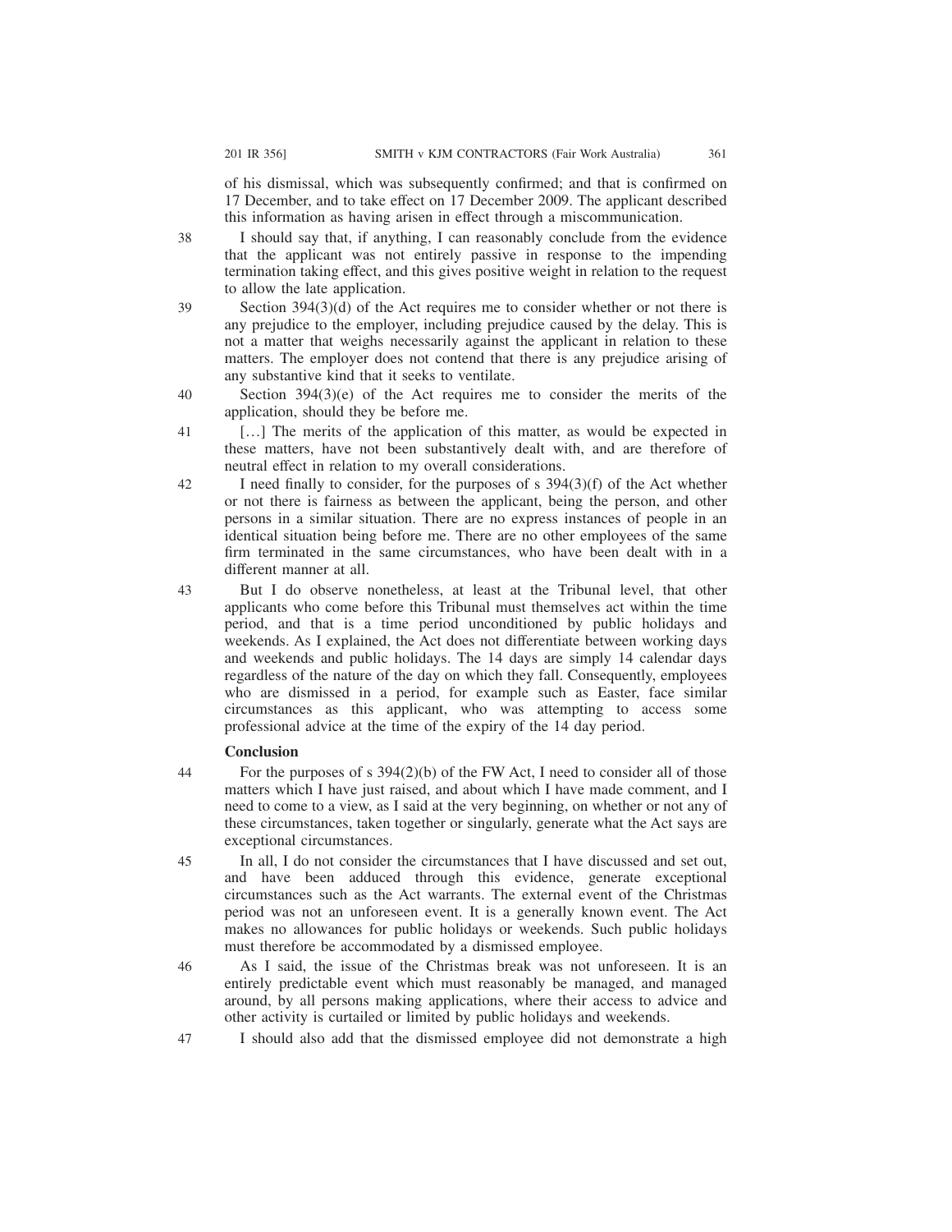of his dismissal, which was subsequently confirmed; and that is confirmed on 17 December, and to take effect on 17 December 2009. The applicant described this information as having arisen in effect through a miscommunication.

38 I should say that, if anything, I can reasonably conclude from the evidence that the applicant was not entirely passive in response to the impending termination taking effect, and this gives positive weight in relation to the request to allow the late application.

39 Section 394(3)(d) of the Act requires me to consider whether or not there is any prejudice to the employer, including prejudice caused by the delay. This is not a matter that weighs necessarily against the applicant in relation to these matters. The employer does not contend that there is any prejudice arising of any substantive kind that it seeks to ventilate.

40 Section 394(3)(e) of the Act requires me to consider the merits of the application, should they be before me.

41 […] The merits of the application of this matter, as would be expected in these matters, have not been substantively dealt with, and are therefore of neutral effect in relation to my overall considerations.

42 I need finally to consider, for the purposes of s 394(3)(f) of the Act whether or not there is fairness as between the applicant, being the person, and other persons in a similar situation. There are no express instances of people in an identical situation being before me. There are no other employees of the same firm terminated in the same circumstances, who have been dealt with in a different manner at all.

43 But I do observe nonetheless, at least at the Tribunal level, that other applicants who come before this Tribunal must themselves act within the time period, and that is a time period unconditioned by public holidays and weekends. As I explained, the Act does not differentiate between working days and weekends and public holidays. The 14 days are simply 14 calendar days regardless of the nature of the day on which they fall. Consequently, employees who are dismissed in a period, for example such as Easter, face similar circumstances as this applicant, who was attempting to access some professional advice at the time of the expiry of the 14 day period.

**Conclusion**

44 For the purposes of s 394(2)(b) of the FW Act, I need to consider all of those matters which I have just raised, and about which I have made comment, and I need to come to a view, as I said at the very beginning, on whether or not any of these circumstances, taken together or singularly, generate what the Act says are exceptional circumstances.

45 In all, I do not consider the circumstances that I have discussed and set out, and have been adduced through this evidence, generate exceptional circumstances such as the Act warrants. The external event of the Christmas period was not an unforeseen event. It is a generally known event. The Act makes no allowances for public holidays or weekends. Such public holidays must therefore be accommodated by a dismissed employee.

46 As I said, the issue of the Christmas break was not unforeseen. It is an entirely predictable event which must reasonably be managed, and managed around, by all persons making applications, where their access to advice and other activity is curtailed or limited by public holidays and weekends.

47 I should also add that the dismissed employee did not demonstrate a high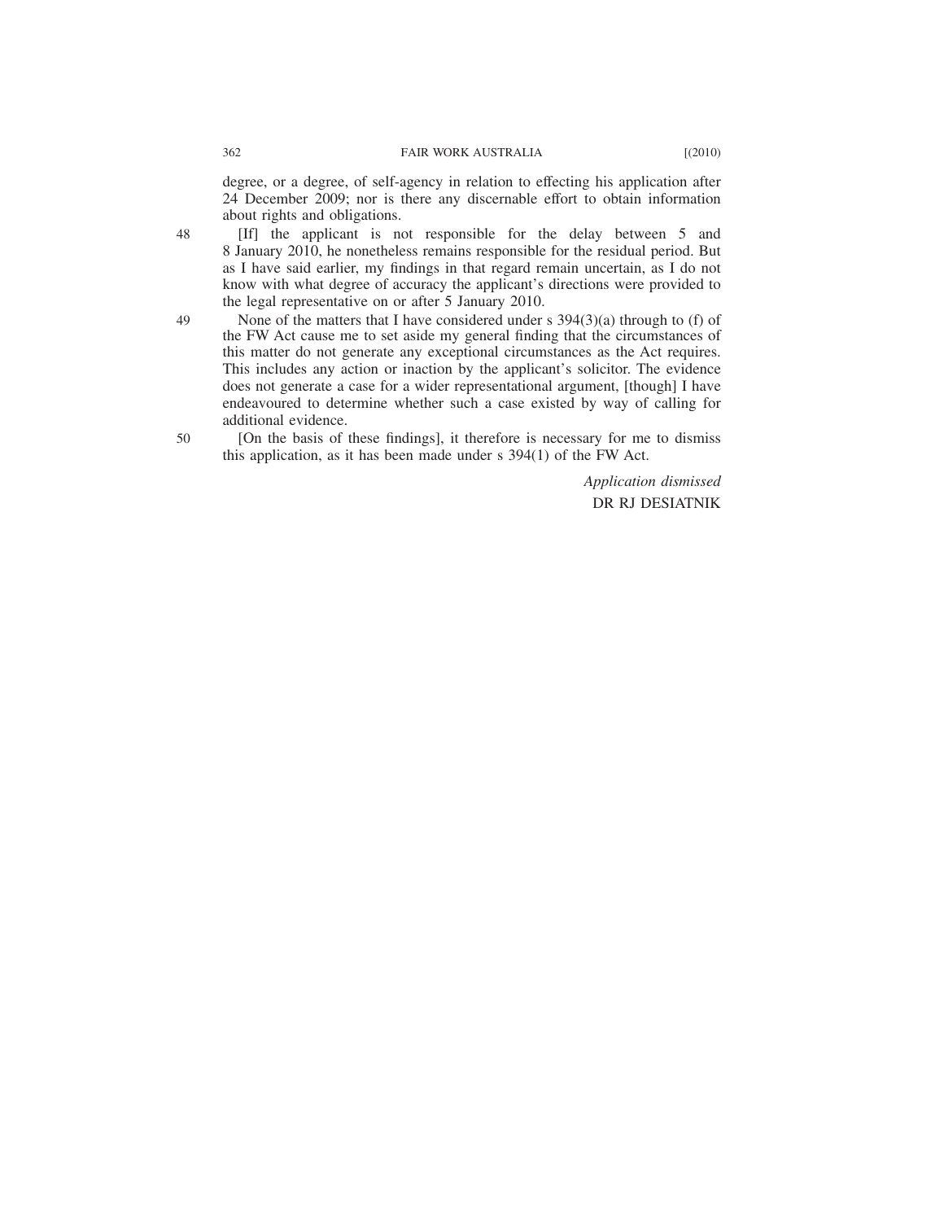degree, or a degree, of self-agency in relation to effecting his application after 24 December 2009; nor is there any discernable effort to obtain information about rights and obligations.

48 [If] the applicant is not responsible for the delay between 5 and 8 January 2010, he nonetheless remains responsible for the residual period. But as I have said earlier, my findings in that regard remain uncertain, as I do not know with what degree of accuracy the applicant's directions were provided to the legal representative on or after 5 January 2010.

49 None of the matters that I have considered under s 394(3)(a) through to (f) of the FW Act cause me to set aside my general finding that the circumstances of this matter do not generate any exceptional circumstances as the Act requires. This includes any action or inaction by the applicant's solicitor. The evidence does not generate a case for a wider representational argument, [though] I have endeavoured to determine whether such a case existed by way of calling for additional evidence.

50 [On the basis of these findings], it therefore is necessary for me to dismiss this application, as it has been made under s 394(1) of the FW Act.

*Application dismissed*

DR RJ DESIATNIK